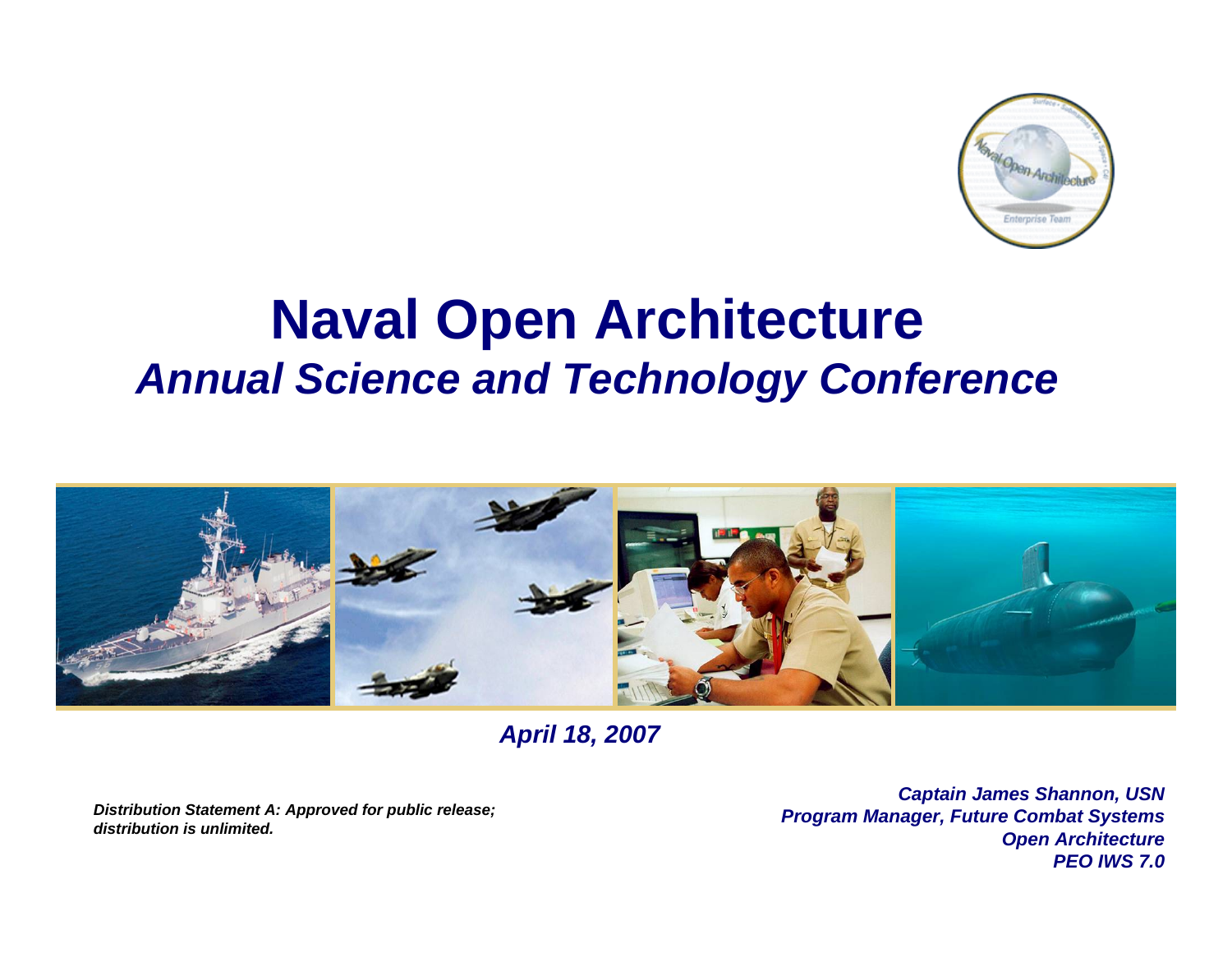# Naval Open Architecture

## *Annual Science and Technology Conference*

***April 18, 2007***

***Distribution Statement A: Approved for public release; distribution is unlimited.***

***Captain James Shannon, USN***
***Program Manager, Future Combat Systems***
***Open Architecture***
***PEO IWS 7.0***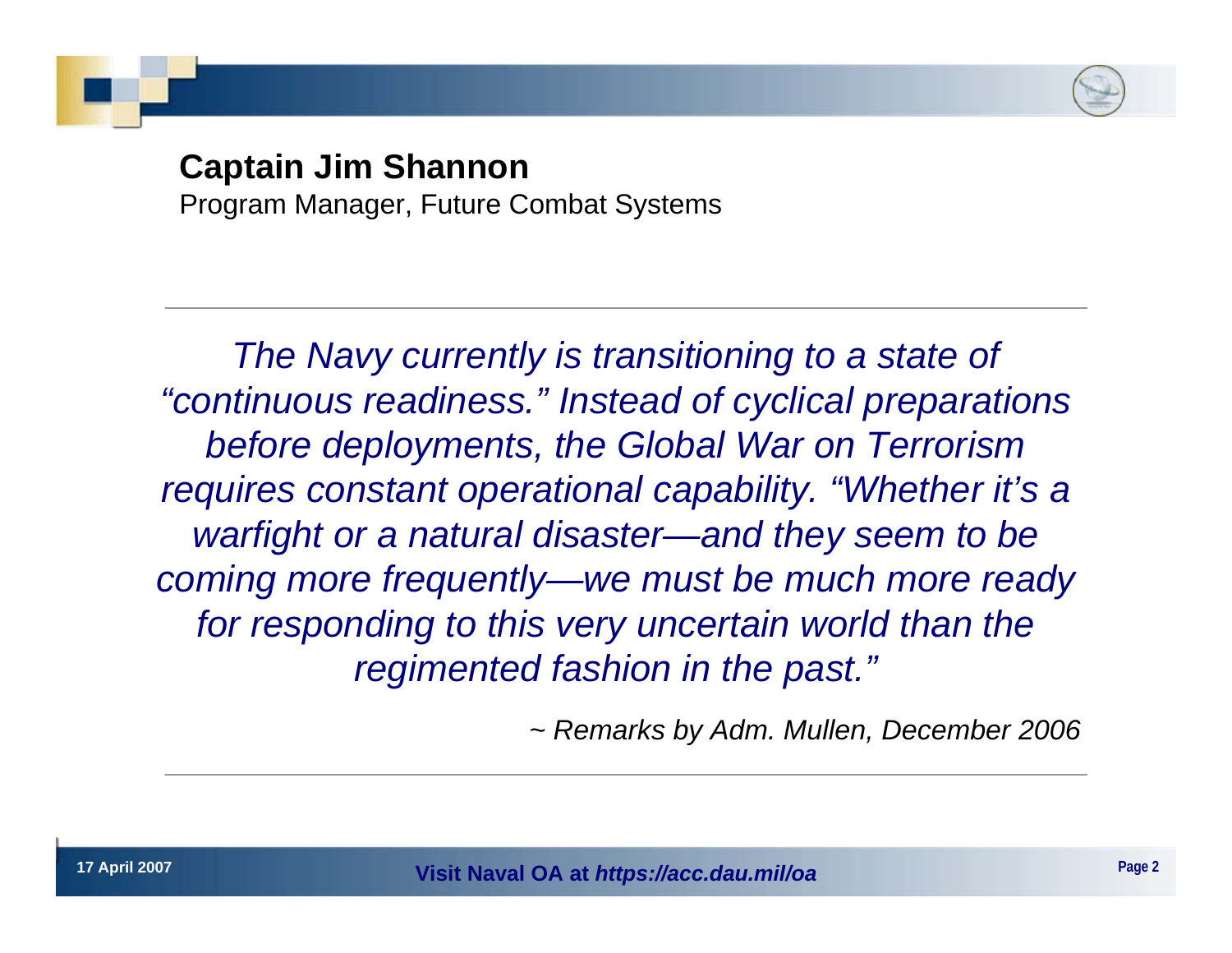**Captain Jim Shannon**
Program Manager, Future Combat Systems

---

*The Navy currently is transitioning to a state of "continuous readiness." Instead of cyclical preparations before deployments, the Global War on Terrorism requires constant operational capability. "Whether it's a warfight or a natural disaster—and they seem to be coming more frequently—we must be much more ready for responding to this very uncertain world than the regimented fashion in the past."*

*~ Remarks by Adm. Mullen, December 2006*

---

**Visit Naval OA at *https://acc.dau.mil/oa***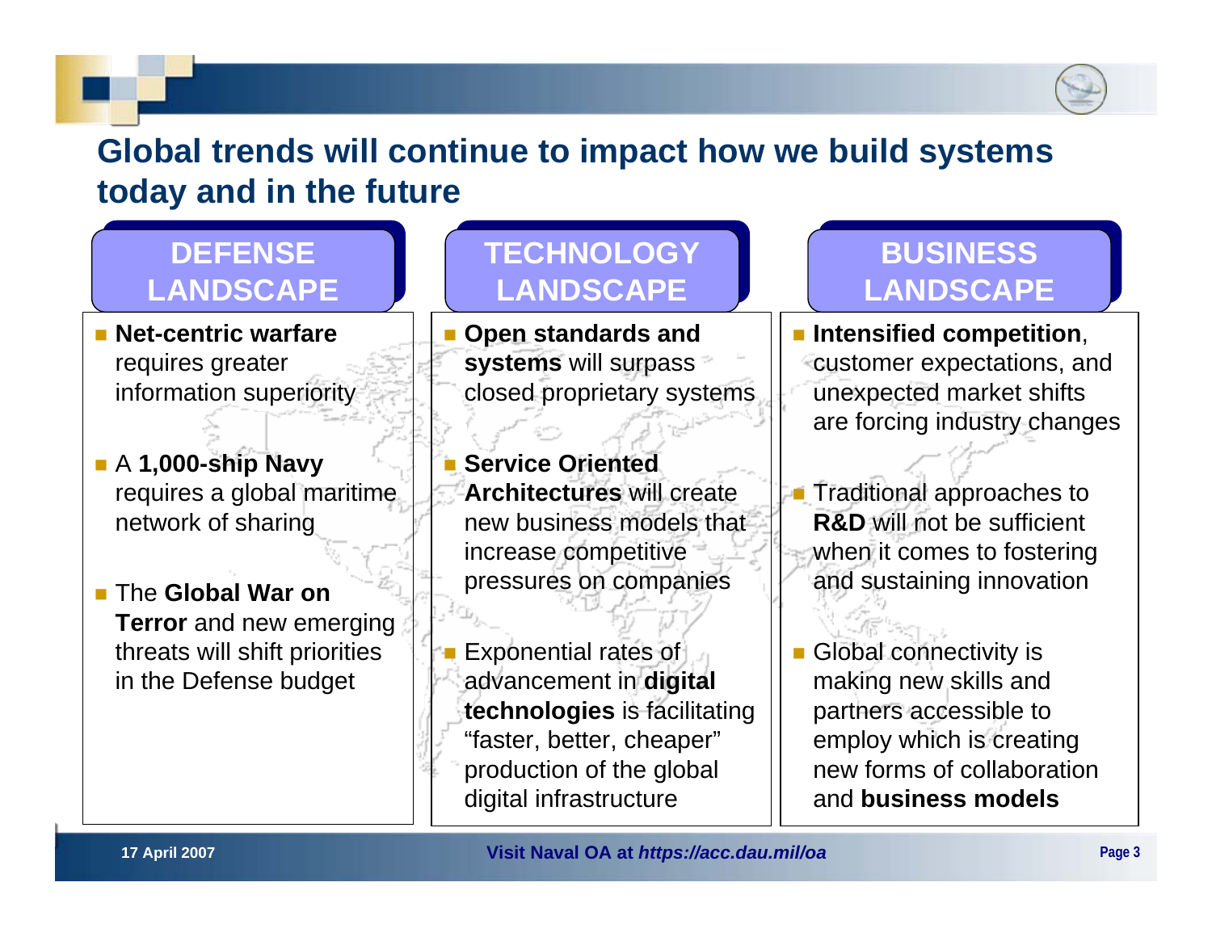# Global trends will continue to impact how we build systems today and in the future

## DEFENSE LANDSCAPE

- **Net-centric warfare** requires greater information superiority
- A **1,000-ship Navy** requires a global maritime network of sharing
- The **Global War on Terror** and new emerging threats will shift priorities in the Defense budget

## TECHNOLOGY LANDSCAPE

- **Open standards and systems** will surpass closed proprietary systems
- **Service Oriented Architectures** will create new business models that increase competitive pressures on companies
- Exponential rates of advancement in **digital technologies** is facilitating "faster, better, cheaper" production of the global digital infrastructure

## BUSINESS LANDSCAPE

- **Intensified competition**, customer expectations, and unexpected market shifts are forcing industry changes
- Traditional approaches to **R&D** will not be sufficient when it comes to fostering and sustaining innovation
- Global connectivity is making new skills and partners accessible to employ which is creating new forms of collaboration and **business models**

17 April 2007 — Visit Naval OA at *https://acc.dau.mil/oa*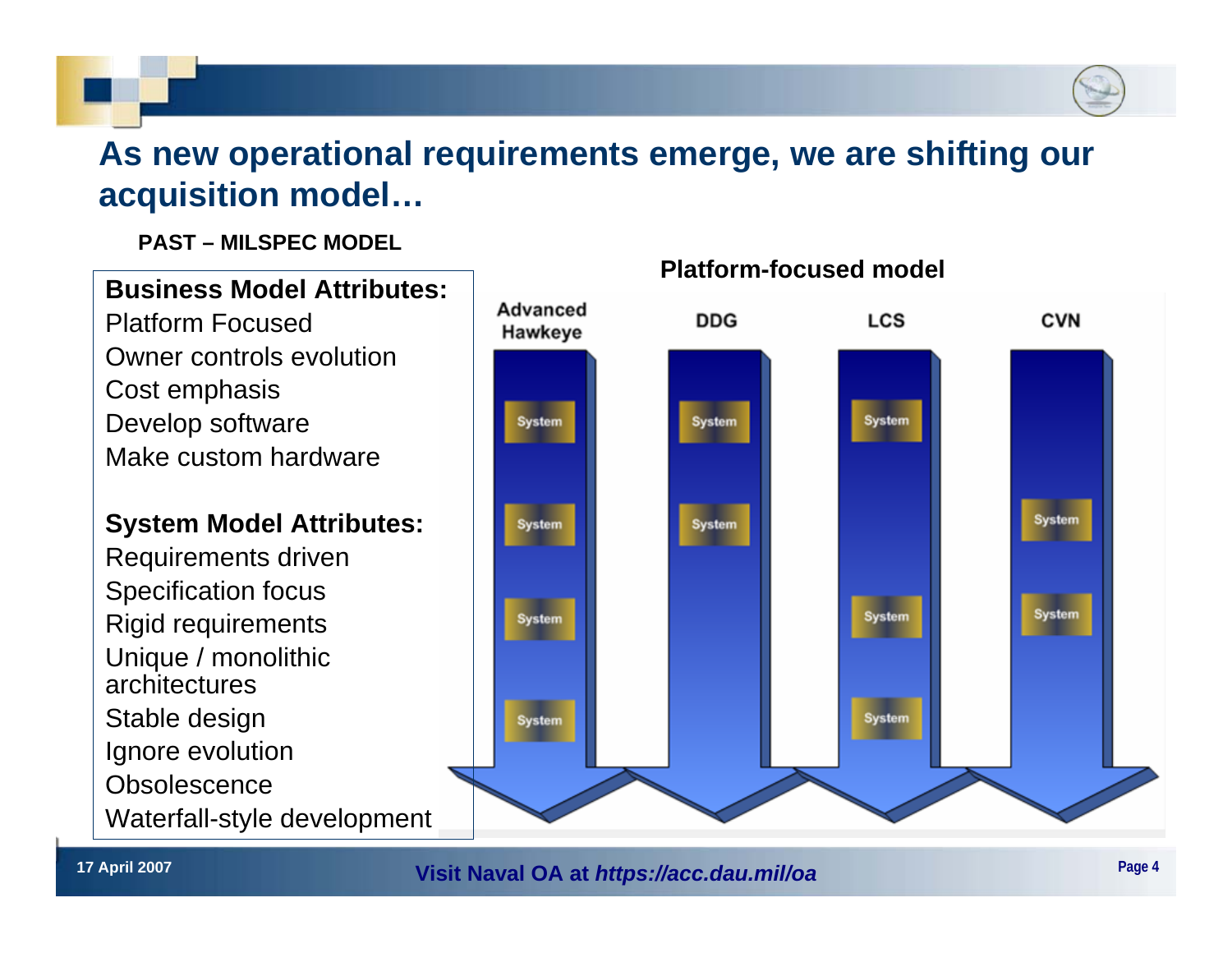# As new operational requirements emerge, we are shifting our acquisition model…

**PAST – MILSPEC MODEL**

**Business Model Attributes:**

- Platform Focused
- Owner controls evolution
- Cost emphasis
- Develop software
- Make custom hardware

**System Model Attributes:**

- Requirements driven
- Specification focus
- Rigid requirements
- Unique / monolithic architectures
- Stable design
- Ignore evolution
- Obsolescence
- Waterfall-style development

**Platform-focused model**

| Advanced Hawkeye | DDG | LCS | CVN |
|---|---|---|---|
| System | System | System | |
| System | System | | System |
| System | | System | System |
| System | | System | |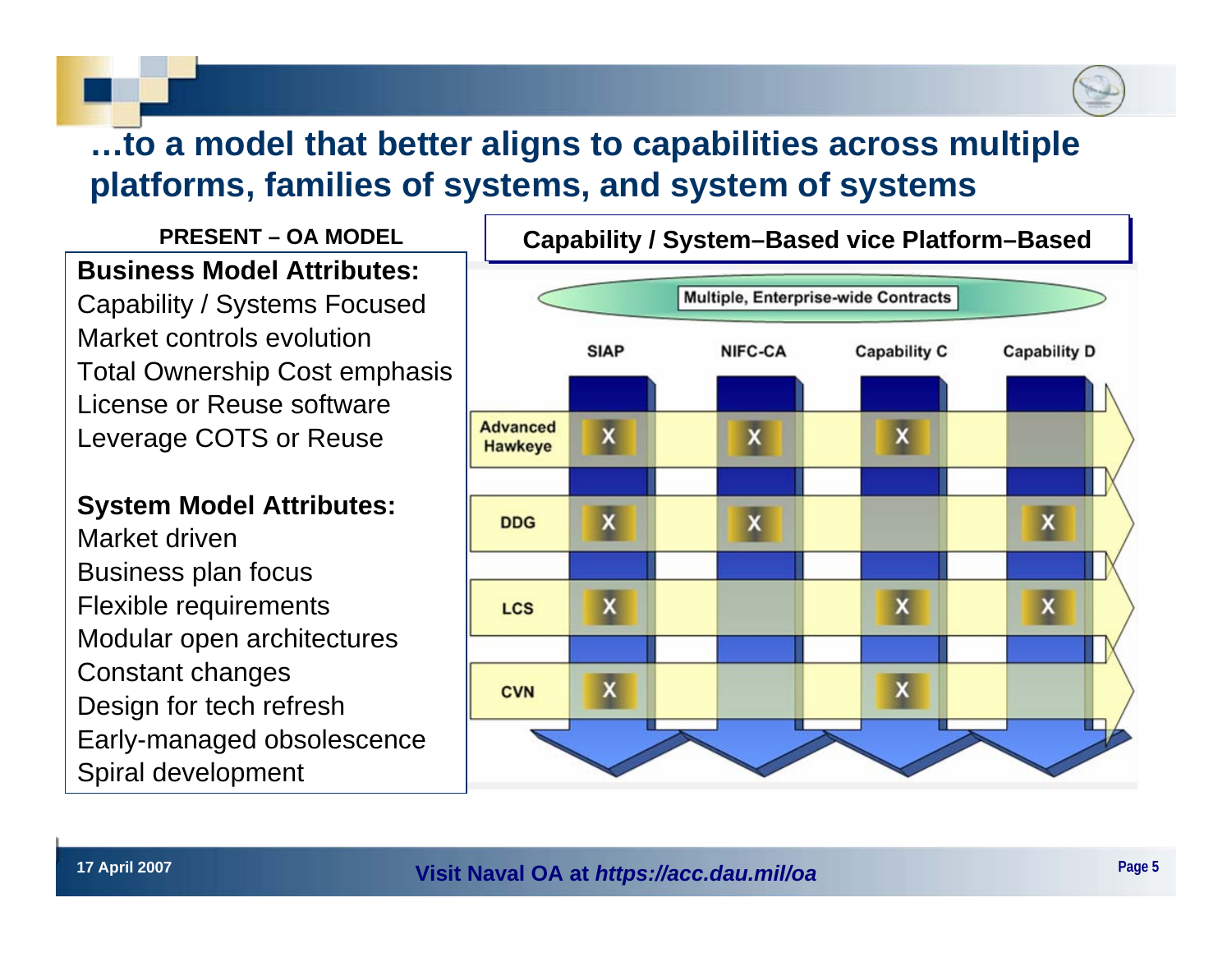# …to a model that better aligns to capabilities across multiple platforms, families of systems, and system of systems

**PRESENT – OA MODEL**

**Business Model Attributes:**
Capability / Systems Focused
Market controls evolution
Total Ownership Cost emphasis
License or Reuse software
Leverage COTS or Reuse

**System Model Attributes:**
Market driven
Business plan focus
Flexible requirements
Modular open architectures
Constant changes
Design for tech refresh
Early-managed obsolescence
Spiral development

**Capability / System–Based vice Platform–Based**

Multiple, Enterprise-wide Contracts

| | SIAP | NIFC-CA | Capability C | Capability D |
|---|---|---|---|---|
| Advanced Hawkeye | X | X | X | |
| DDG | X | X | | X |
| LCS | X | | X | X |
| CVN | X | | X | |

**Visit Naval OA at *https://acc.dau.mil/oa***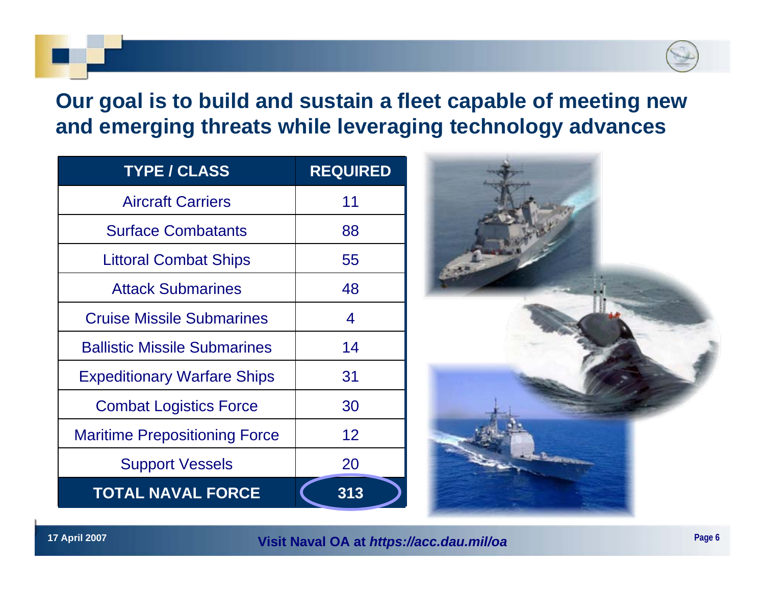## Our goal is to build and sustain a fleet capable of meeting new and emerging threats while leveraging technology advances

| TYPE / CLASS | REQUIRED |
|---|---|
| Aircraft Carriers | 11 |
| Surface Combatants | 88 |
| Littoral Combat Ships | 55 |
| Attack Submarines | 48 |
| Cruise Missile Submarines | 4 |
| Ballistic Missile Submarines | 14 |
| Expeditionary Warfare Ships | 31 |
| Combat Logistics Force | 30 |
| Maritime Prepositioning Force | 12 |
| Support Vessels | 20 |
| **TOTAL NAVAL FORCE** | **313** |

17 April 2007

Visit Naval OA at *https://acc.dau.mil/oa*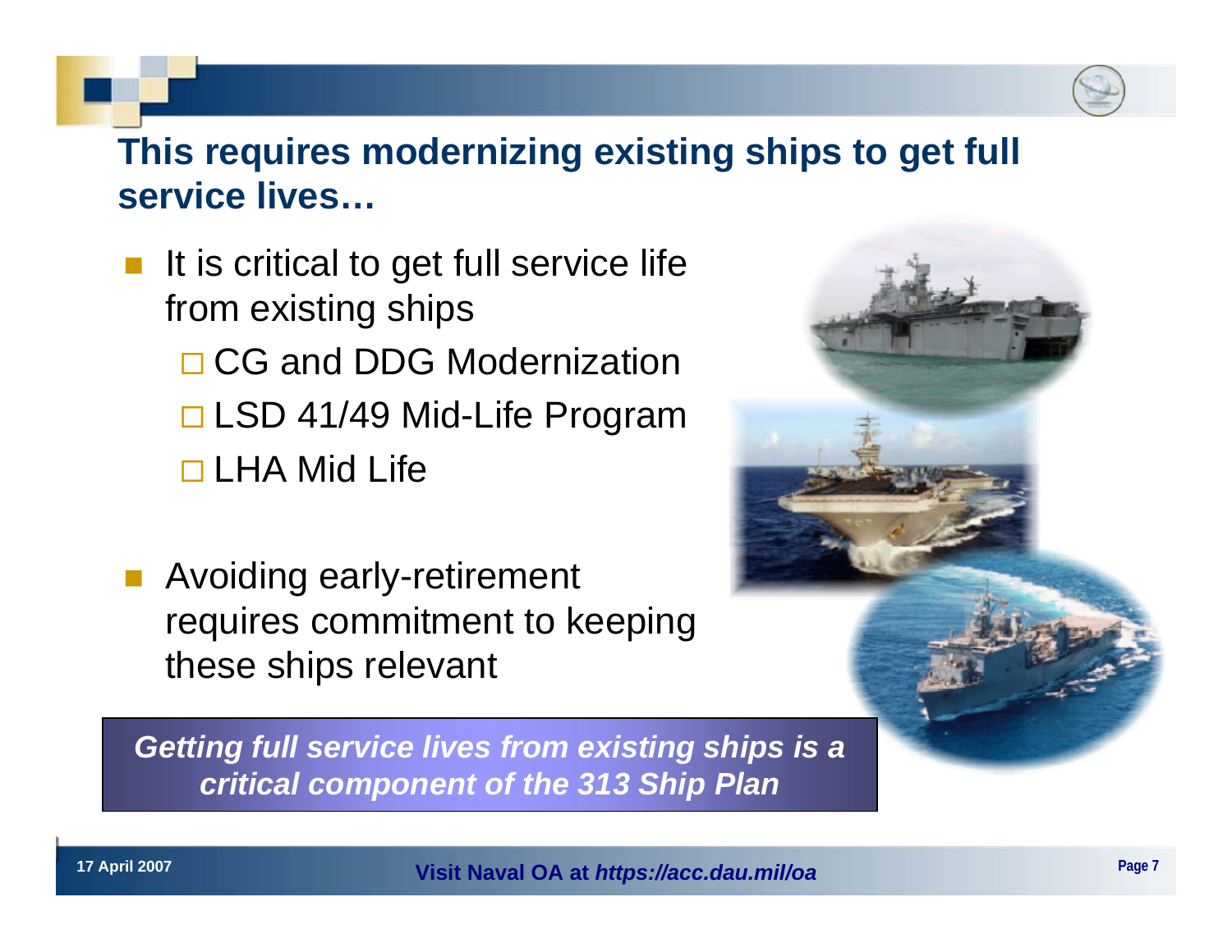## This requires modernizing existing ships to get full service lives…

- It is critical to get full service life from existing ships
  - CG and DDG Modernization
  - LSD 41/49 Mid-Life Program
  - LHA Mid Life

- Avoiding early-retirement requires commitment to keeping these ships relevant

***Getting full service lives from existing ships is a critical component of the 313 Ship Plan***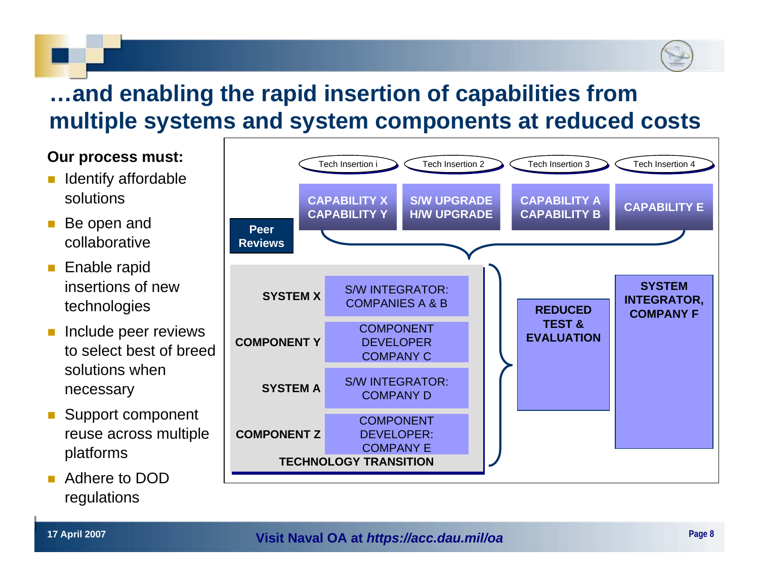# …and enabling the rapid insertion of capabilities from multiple systems and system components at reduced costs

**Our process must:**

- Identify affordable solutions
- Be open and collaborative
- Enable rapid insertions of new technologies
- Include peer reviews to select best of breed solutions when necessary
- Support component reuse across multiple platforms
- Adhere to DOD regulations

| Tech Insertion i | Tech Insertion 2 | Tech Insertion 3 | Tech Insertion 4 |
|---|---|---|---|
| CAPABILITY X<br>CAPABILITY Y | S/W UPGRADE<br>H/W UPGRADE | CAPABILITY A<br>CAPABILITY B | CAPABILITY E |

**Peer Reviews**

**TECHNOLOGY TRANSITION**

| | |
|---|---|
| **SYSTEM X** | S/W INTEGRATOR: COMPANIES A & B |
| **COMPONENT Y** | COMPONENT DEVELOPER COMPANY C |
| **SYSTEM A** | S/W INTEGRATOR: COMPANY D |
| **COMPONENT Z** | COMPONENT DEVELOPER: COMPANY E |

**REDUCED TEST & EVALUATION**

**SYSTEM INTEGRATOR, COMPANY F**

17 April 2007

Visit Naval OA at *https://acc.dau.mil/oa*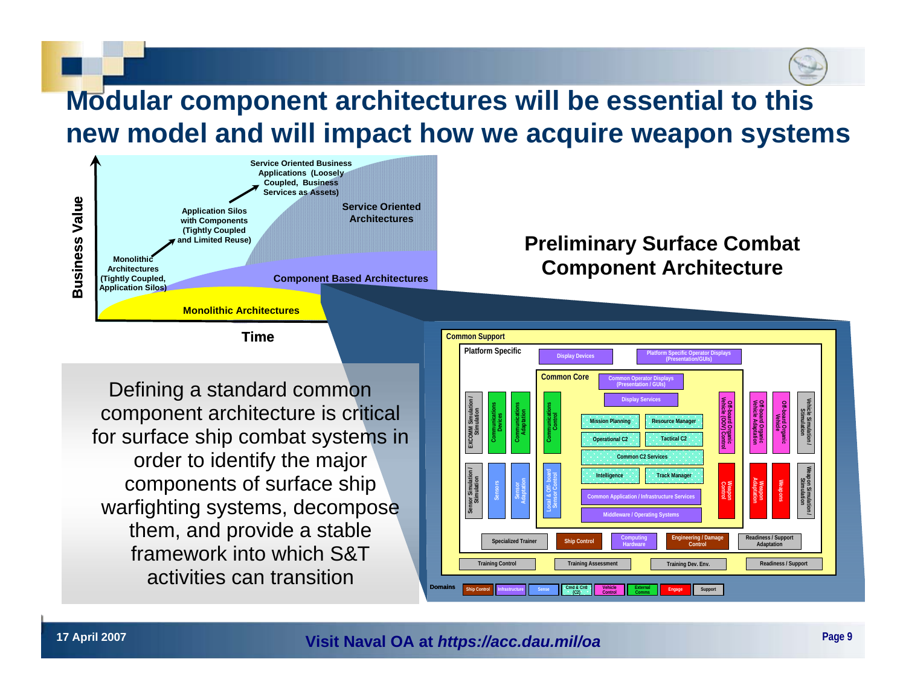# Modular component architectures will be essential to this new model and will impact how we acquire weapon systems

Business Value

Service Oriented Business Applications (Loosely Coupled, Business Services as Assets)

Application Silos with Components (Tightly Coupled and Limited Reuse)

Monolithic Architectures (Tightly Coupled, Application Silos)

Service Oriented Architectures

Component Based Architectures

Monolithic Architectures

Time

## Preliminary Surface Combat Component Architecture

Common Support

Platform Specific

Display Devices

Platform Specific Operator Displays (Presentation/GUIs)

Common Core

Common Operator Displays (Presentation / GUIs)

Display Services

EXCOMM Simulation / Stimulation

Communications Devices

Communications Adaptation

Communications Control

Mission Planning

Resource Manager

Operational C2

Tactical C2

Common C2 Services

Off-board Organic Vehicle (OOV) Control

Off-board Organic Vehicle Adaptation

Off-board Organic Vehicle

Vehicle Simulation / Stimulation

Sensor Simulation / Stimulation

Sensors

Sensor Adaptation

Local & Off-board Sensor Control

Intelligence

Track Manager

Common Application / Infrastructure Services

Middleware / Operating Systems

Weapon Control

Weapon Adaptation

Weapons

Weapon Simulation / Stimulation

Specialized Trainer

Ship Control

Computing Hardware

Engineering / Damage Control

Readiness / Support Adaptation

Training Control

Training Assessment

Training Dev. Env.

Readiness / Support

Domains: Ship Control | Infrastructure | Sense | Cmd & Cntl (C2) | Vehicle Control | External Comms | Engage | Support

Defining a standard common component architecture is critical for surface ship combat systems in order to identify the major components of surface ship warfighting systems, decompose them, and provide a stable framework into which S&T activities can transition

17 April 2007

Visit Naval OA at *https://acc.dau.mil/oa*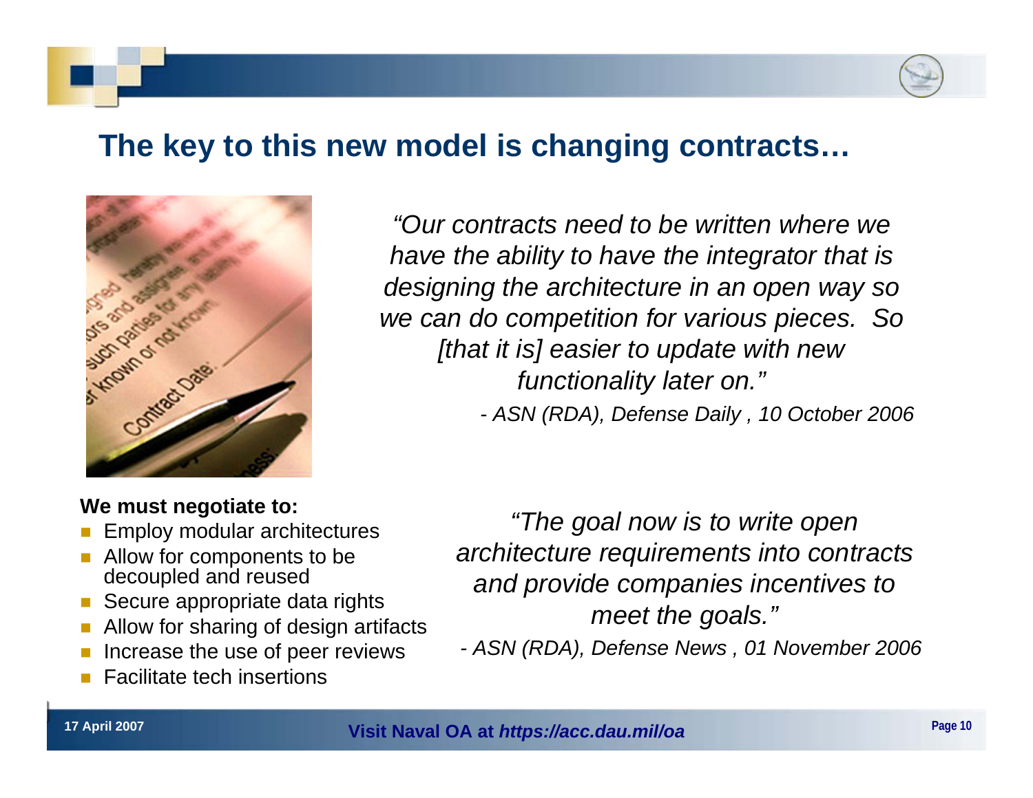## The key to this new model is changing contracts…

*"Our contracts need to be written where we have the ability to have the integrator that is designing the architecture in an open way so we can do competition for various pieces. So [that it is] easier to update with new functionality later on."*

*- ASN (RDA), Defense Daily , 10 October 2006*

**We must negotiate to:**

- Employ modular architectures
- Allow for components to be decoupled and reused
- Secure appropriate data rights
- Allow for sharing of design artifacts
- Increase the use of peer reviews
- Facilitate tech insertions

*"The goal now is to write open architecture requirements into contracts and provide companies incentives to meet the goals."*

*- ASN (RDA), Defense News , 01 November 2006*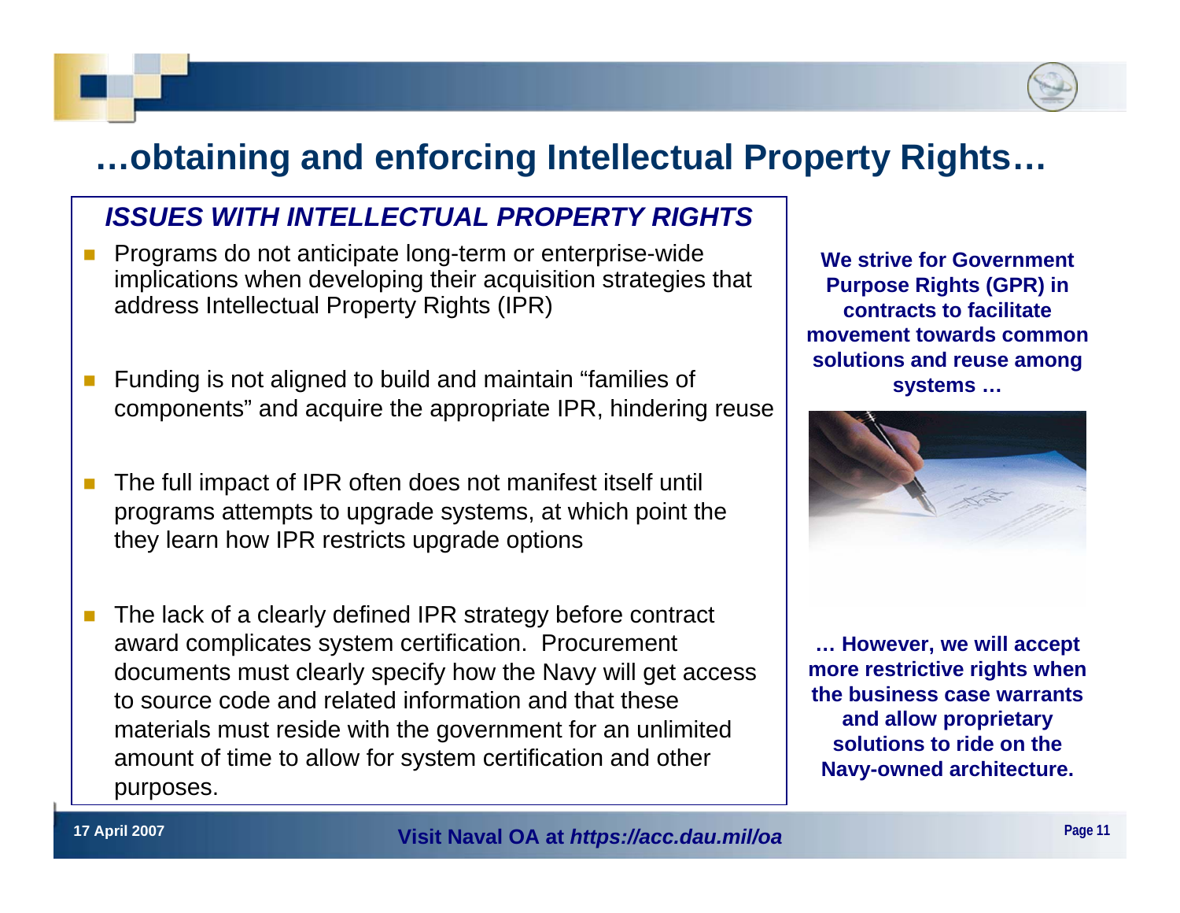# …obtaining and enforcing Intellectual Property Rights…

### *ISSUES WITH INTELLECTUAL PROPERTY RIGHTS*

- Programs do not anticipate long-term or enterprise-wide implications when developing their acquisition strategies that address Intellectual Property Rights (IPR)
- Funding is not aligned to build and maintain "families of components" and acquire the appropriate IPR, hindering reuse
- The full impact of IPR often does not manifest itself until programs attempts to upgrade systems, at which point the they learn how IPR restricts upgrade options
- The lack of a clearly defined IPR strategy before contract award complicates system certification. Procurement documents must clearly specify how the Navy will get access to source code and related information and that these materials must reside with the government for an unlimited amount of time to allow for system certification and other purposes.

**We strive for Government Purpose Rights (GPR) in contracts to facilitate movement towards common solutions and reuse among systems …**

**… However, we will accept more restrictive rights when the business case warrants and allow proprietary solutions to ride on the Navy-owned architecture.**

17 April 2007

**Visit Naval OA at *https://acc.dau.mil/oa***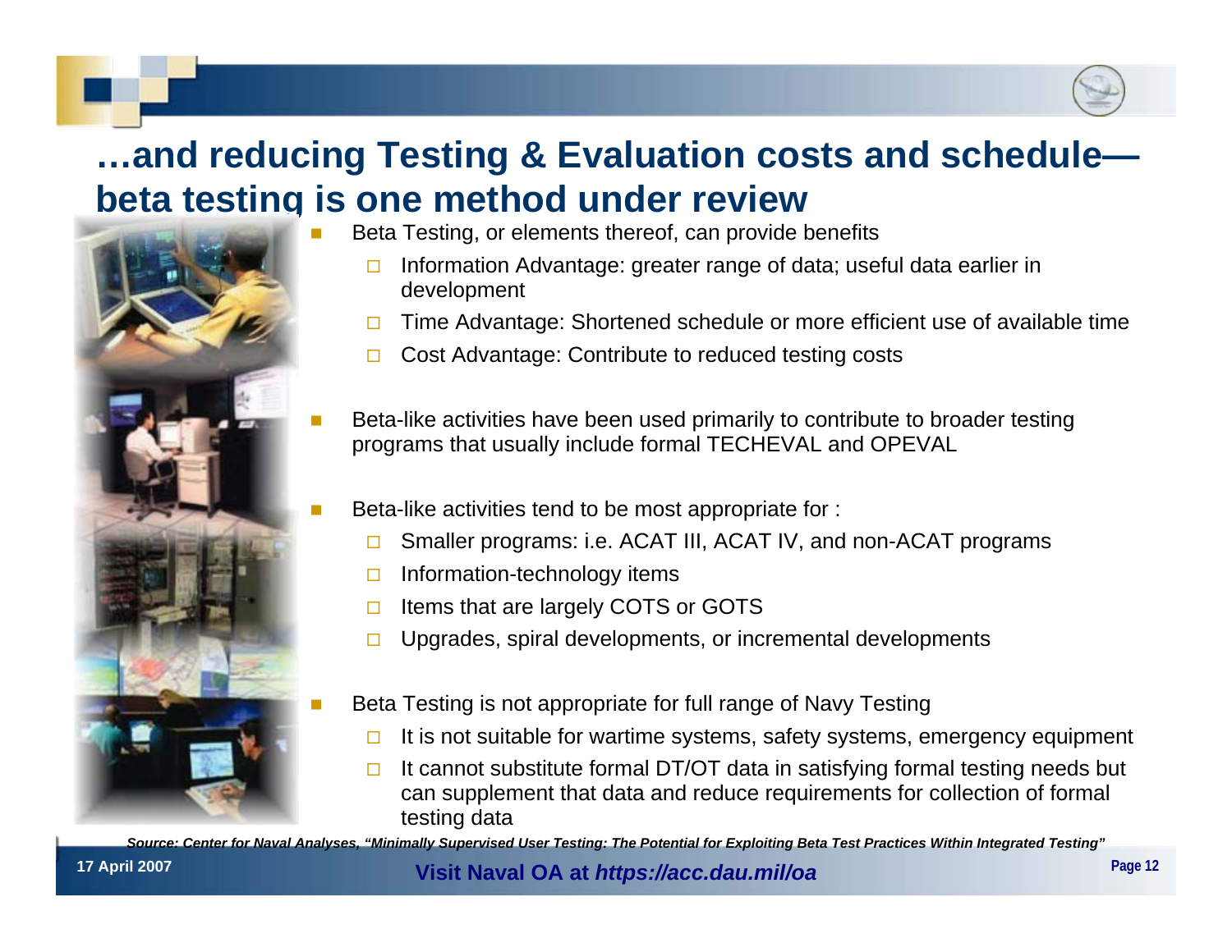# …and reducing Testing & Evaluation costs and schedule—beta testing is one method under review

- Beta Testing, or elements thereof, can provide benefits
  - Information Advantage: greater range of data; useful data earlier in development
  - Time Advantage: Shortened schedule or more efficient use of available time
  - Cost Advantage: Contribute to reduced testing costs
- Beta-like activities have been used primarily to contribute to broader testing programs that usually include formal TECHEVAL and OPEVAL
- Beta-like activities tend to be most appropriate for :
  - Smaller programs: i.e. ACAT III, ACAT IV, and non-ACAT programs
  - Information-technology items
  - Items that are largely COTS or GOTS
  - Upgrades, spiral developments, or incremental developments
- Beta Testing is not appropriate for full range of Navy Testing
  - It is not suitable for wartime systems, safety systems, emergency equipment
  - It cannot substitute formal DT/OT data in satisfying formal testing needs but can supplement that data and reduce requirements for collection of formal testing data

***Source: Center for Naval Analyses, "Minimally Supervised User Testing: The Potential for Exploiting Beta Test Practices Within Integrated Testing"***

**17 April 2007**

**Visit Naval OA at *https://acc.dau.mil/oa***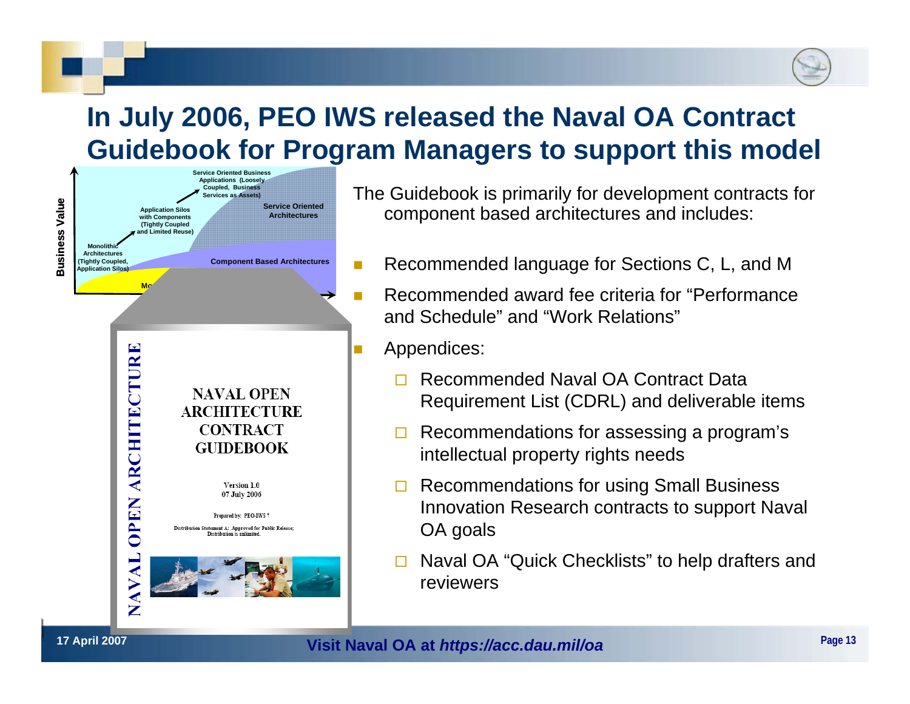# In July 2006, PEO IWS released the Naval OA Contract Guidebook for Program Managers to support this model

Business Value

Service Oriented Business Applications (Loosely Coupled, Business Services as Assets)

Application Silos with Components (Tightly Coupled and Limited Reuse)

Monolithic Architectures (Tightly Coupled, Application Silos)

Service Oriented Architectures

Component Based Architectures

NAVAL OPEN ARCHITECTURE

NAVAL OPEN ARCHITECTURE CONTRACT GUIDEBOOK

Version 1.0
07 July 2006

Prepared by: PEO-IWS 7

Distribution Statement A: Approved for Public Release; Distribution is unlimited.

The Guidebook is primarily for development contracts for component based architectures and includes:

- Recommended language for Sections C, L, and M
- Recommended award fee criteria for "Performance and Schedule" and "Work Relations"
- Appendices:
  - Recommended Naval OA Contract Data Requirement List (CDRL) and deliverable items
  - Recommendations for assessing a program's intellectual property rights needs
  - Recommendations for using Small Business Innovation Research contracts to support Naval OA goals
  - Naval OA "Quick Checklists" to help drafters and reviewers

17 April 2007

Visit Naval OA at *https://acc.dau.mil/oa*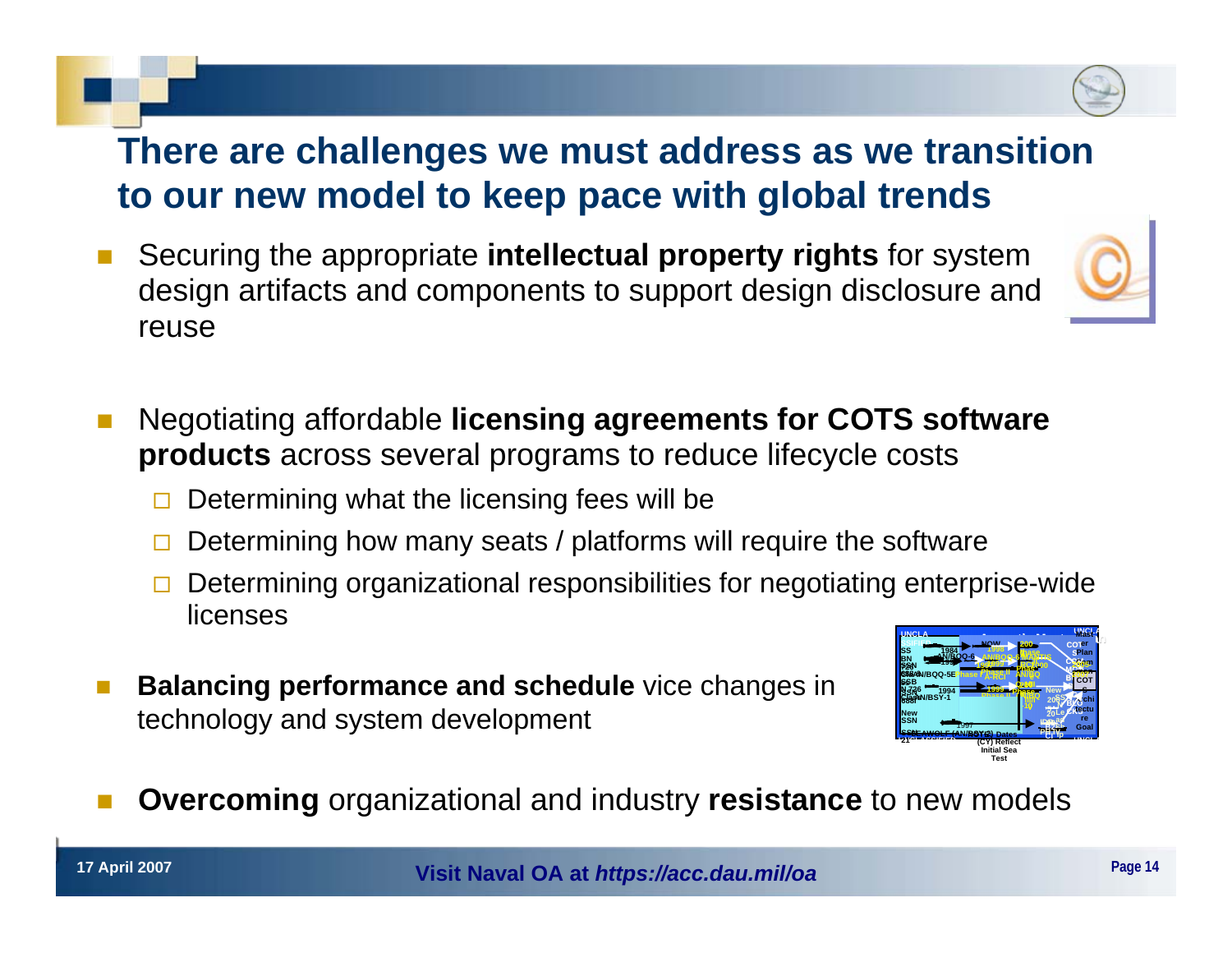# There are challenges we must address as we transition to our new model to keep pace with global trends

- Securing the appropriate **intellectual property rights** for system design artifacts and components to support design disclosure and reuse

- Negotiating affordable **licensing agreements for COTS software products** across several programs to reduce lifecycle costs
  - Determining what the licensing fees will be
  - Determining how many seats / platforms will require the software
  - Determining organizational responsibilities for negotiating enterprise-wide licenses

- **Balancing performance and schedule** vice changes in technology and system development

- **Overcoming** organizational and industry **resistance** to new models

Visit Naval OA at *https://acc.dau.mil/oa*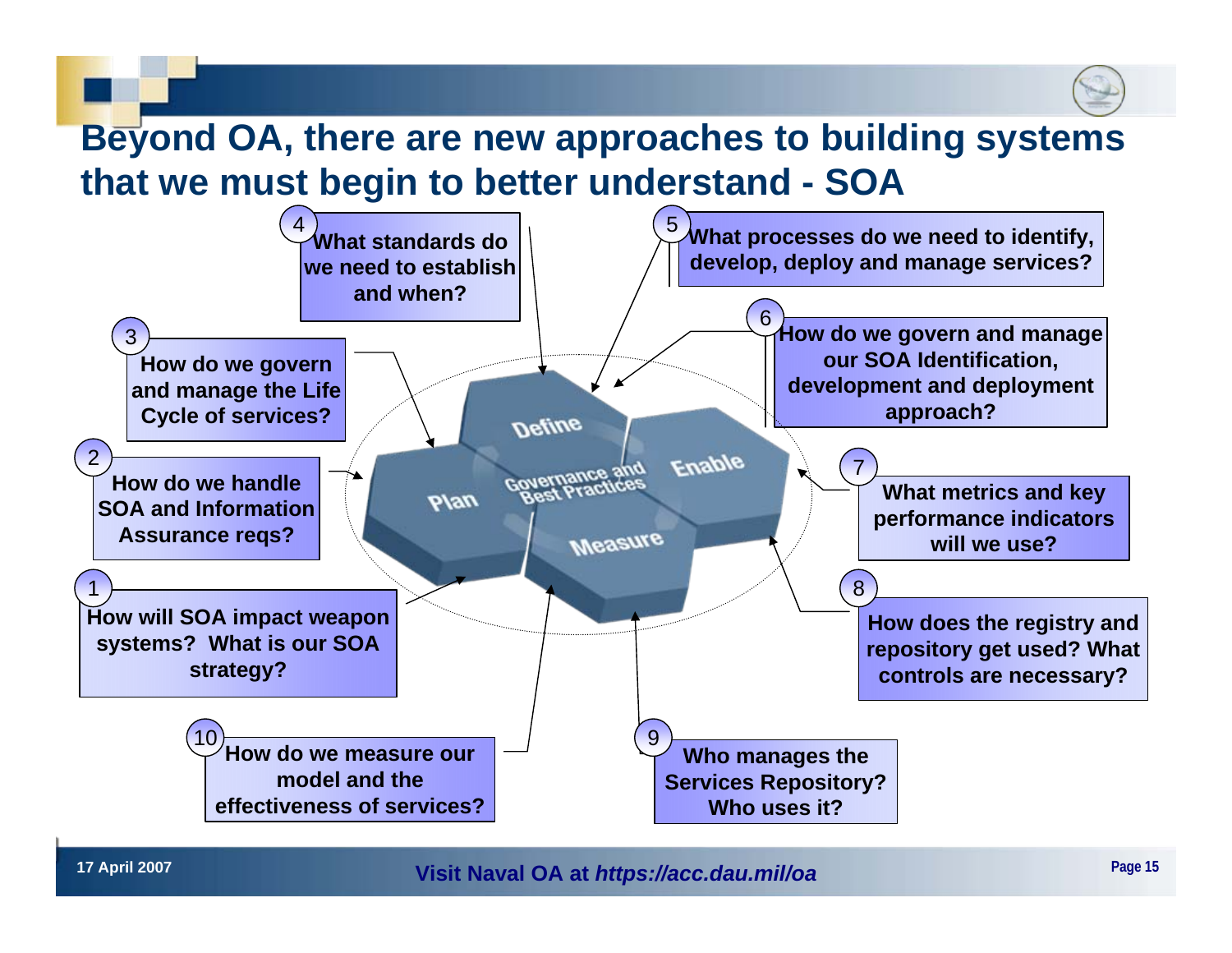# Beyond OA, there are new approaches to building systems that we must begin to better understand - SOA

1. How will SOA impact weapon systems? What is our SOA strategy?
2. How do we handle SOA and Information Assurance reqs?
3. How do we govern and manage the Life Cycle of services?
4. What standards do we need to establish and when?
5. What processes do we need to identify, develop, deploy and manage services?
6. How do we govern and manage our SOA Identification, development and deployment approach?
7. What metrics and key performance indicators will we use?
8. How does the registry and repository get used? What controls are necessary?
9. Who manages the Services Repository? Who uses it?
10. How do we measure our model and the effectiveness of services?

Plan — Define — Enable — Measure — Governance and Best Practices

17 April 2007

Visit Naval OA at *https://acc.dau.mil/oa*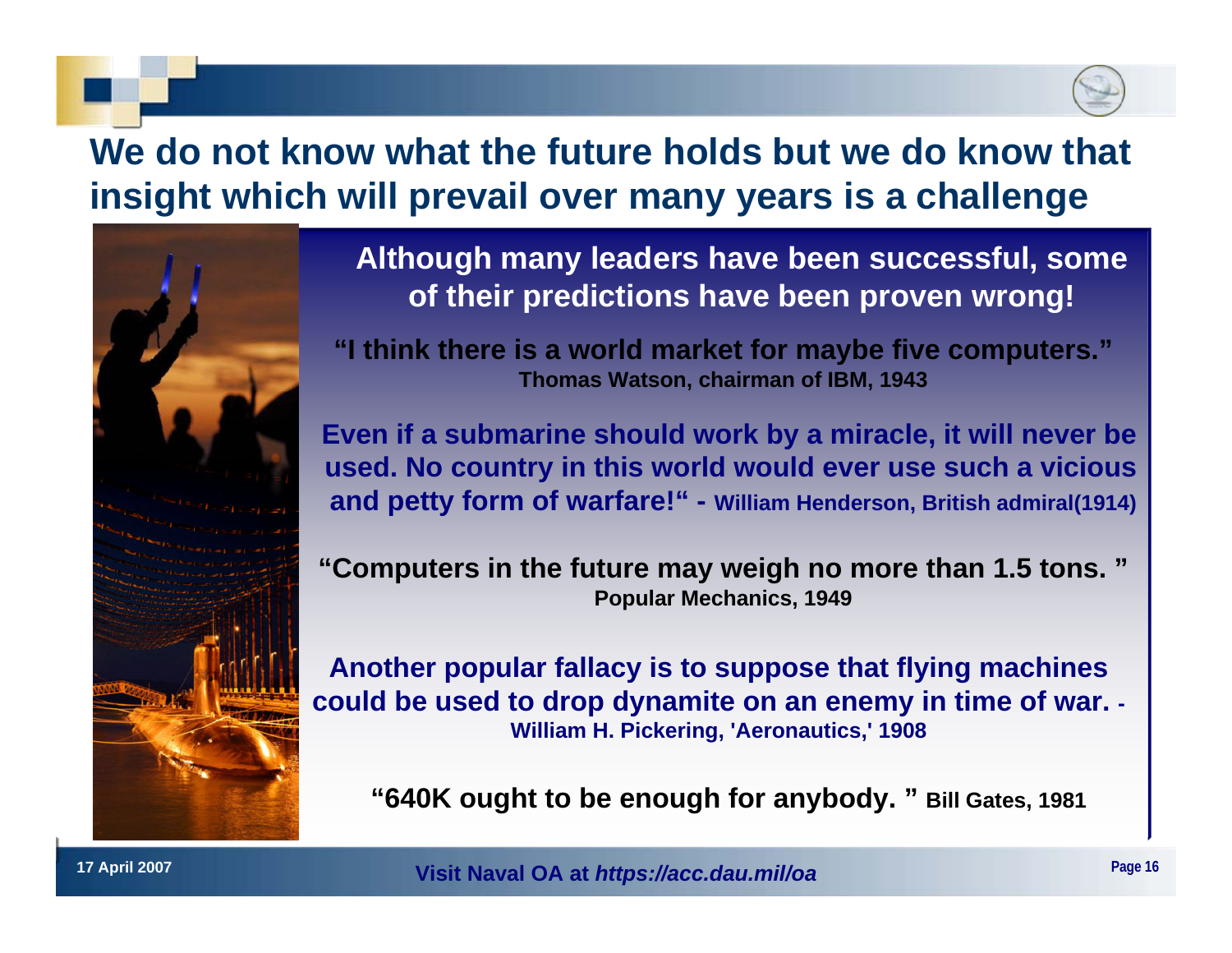# We do not know what the future holds but we do know that insight which will prevail over many years is a challenge

**Although many leaders have been successful, some of their predictions have been proven wrong!**

**"I think there is a world market for maybe five computers."**
**Thomas Watson, chairman of IBM, 1943**

**Even if a submarine should work by a miracle, it will never be used. No country in this world would ever use such a vicious and petty form of warfare!" - William Henderson, British admiral(1914)**

**"Computers in the future may weigh no more than 1.5 tons. "**
**Popular Mechanics, 1949**

**Another popular fallacy is to suppose that flying machines could be used to drop dynamite on an enemy in time of war. -**
**William H. Pickering, 'Aeronautics,' 1908**

**"640K ought to be enough for anybody. " Bill Gates, 1981**

**Visit Naval OA at *https://acc.dau.mil/oa***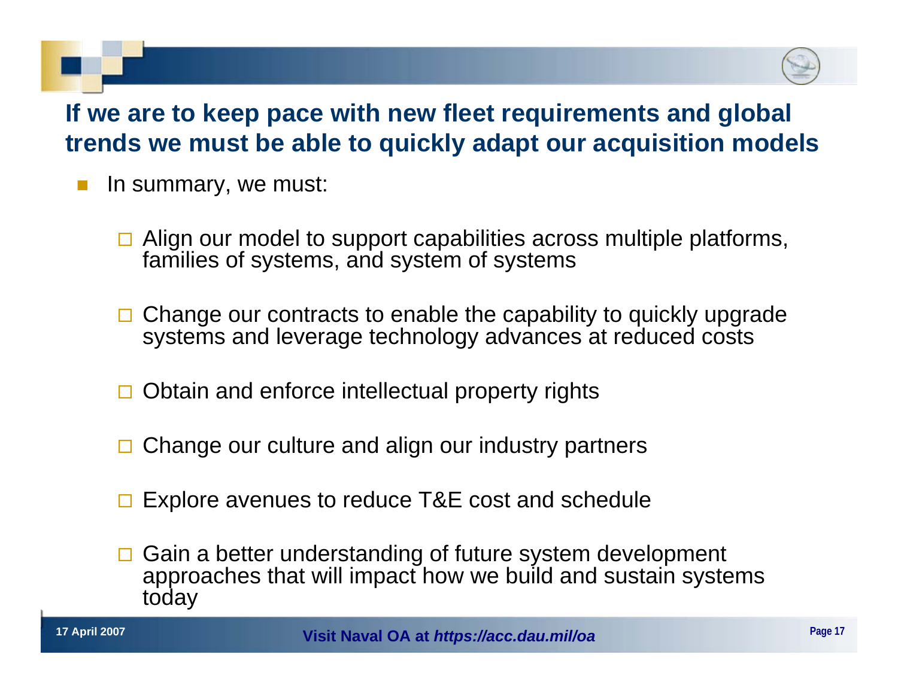# If we are to keep pace with new fleet requirements and global trends we must be able to quickly adapt our acquisition models

- In summary, we must:
  - Align our model to support capabilities across multiple platforms, families of systems, and system of systems
  - Change our contracts to enable the capability to quickly upgrade systems and leverage technology advances at reduced costs
  - Obtain and enforce intellectual property rights
  - Change our culture and align our industry partners
  - Explore avenues to reduce T&E cost and schedule
  - Gain a better understanding of future system development approaches that will impact how we build and sustain systems today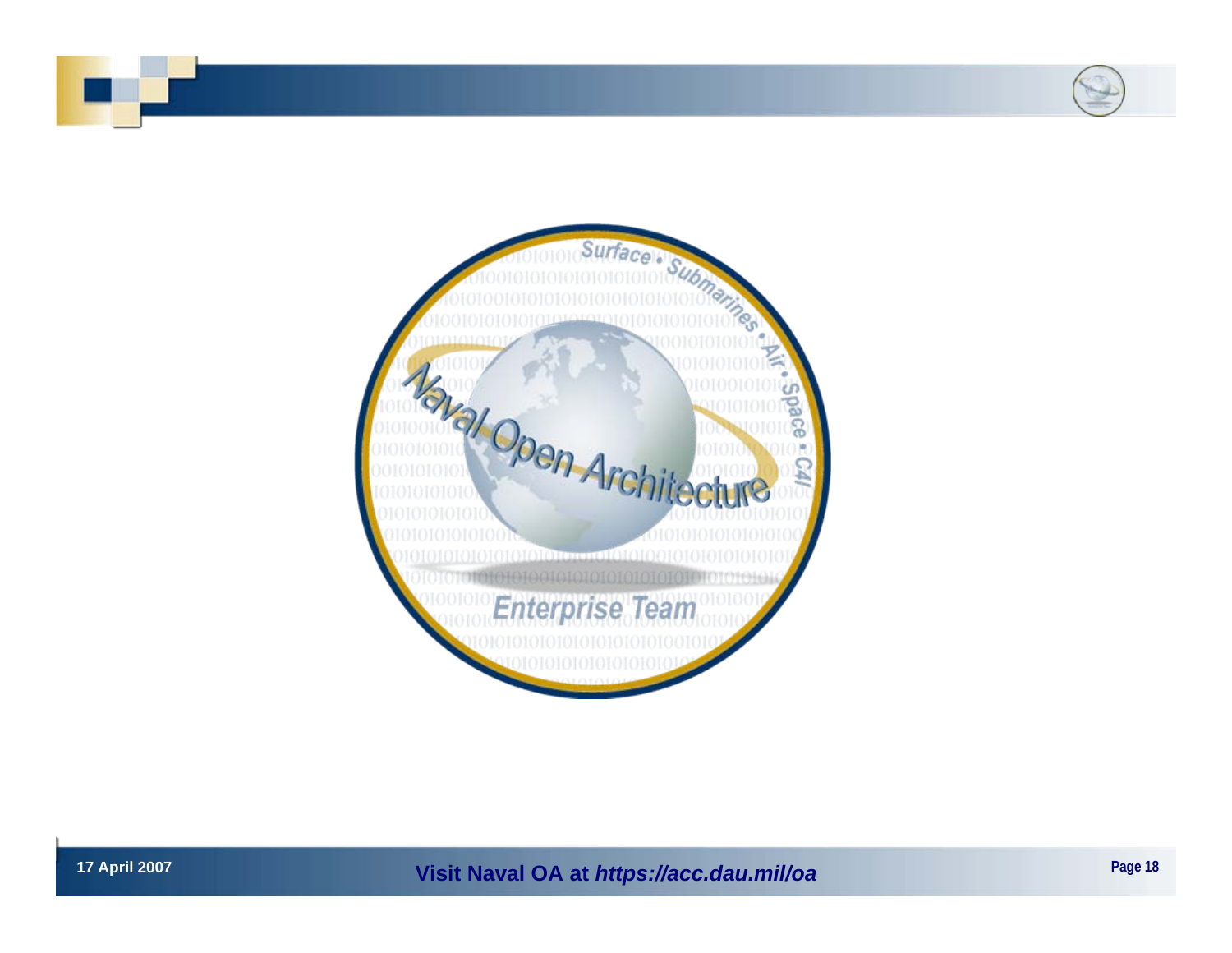Surface • Submarines • Air • Space • C4I

Naval Open Architecture

Enterprise Team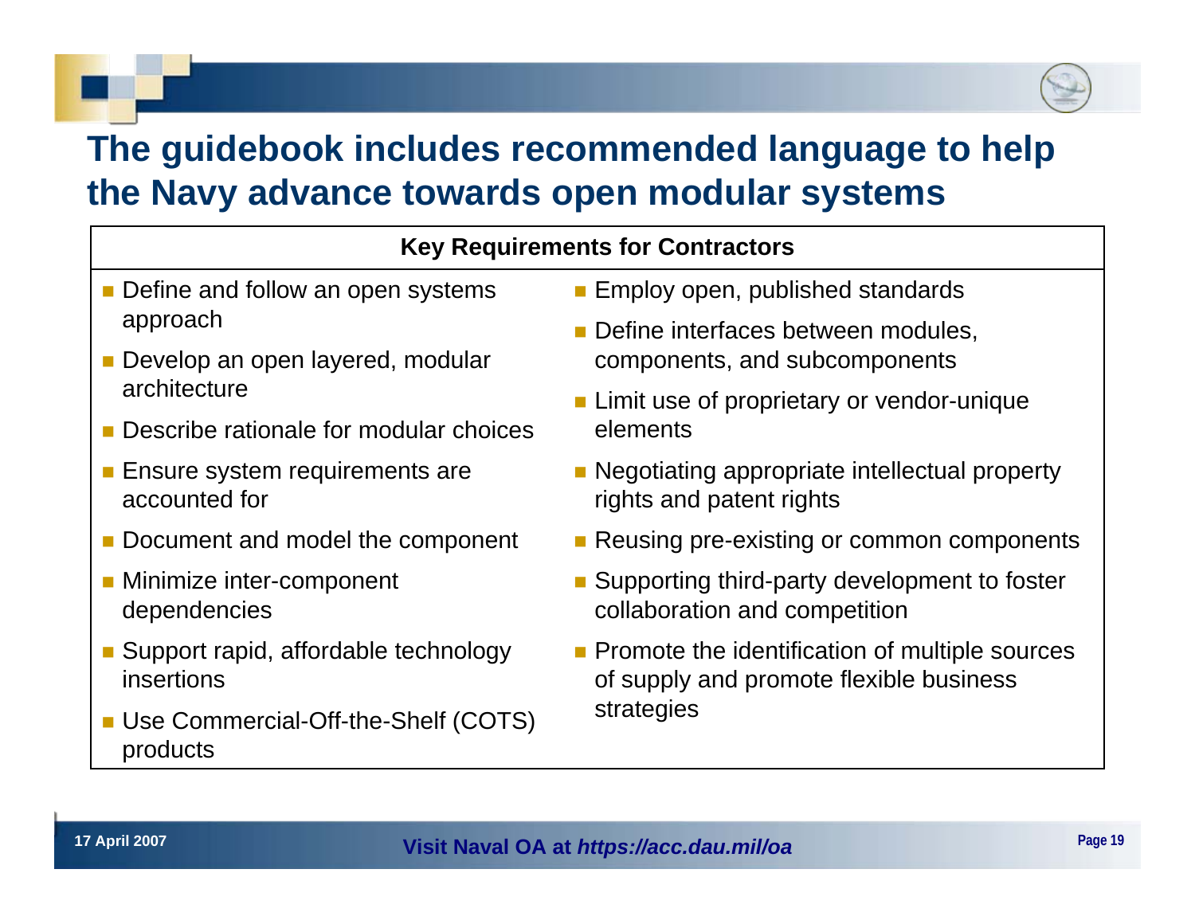# The guidebook includes recommended language to help the Navy advance towards open modular systems

**Key Requirements for Contractors**

- Define and follow an open systems approach
- Develop an open layered, modular architecture
- Describe rationale for modular choices
- Ensure system requirements are accounted for
- Document and model the component
- Minimize inter-component dependencies
- Support rapid, affordable technology insertions
- Use Commercial-Off-the-Shelf (COTS) products
- Employ open, published standards
- Define interfaces between modules, components, and subcomponents
- Limit use of proprietary or vendor-unique elements
- Negotiating appropriate intellectual property rights and patent rights
- Reusing pre-existing or common components
- Supporting third-party development to foster collaboration and competition
- Promote the identification of multiple sources of supply and promote flexible business strategies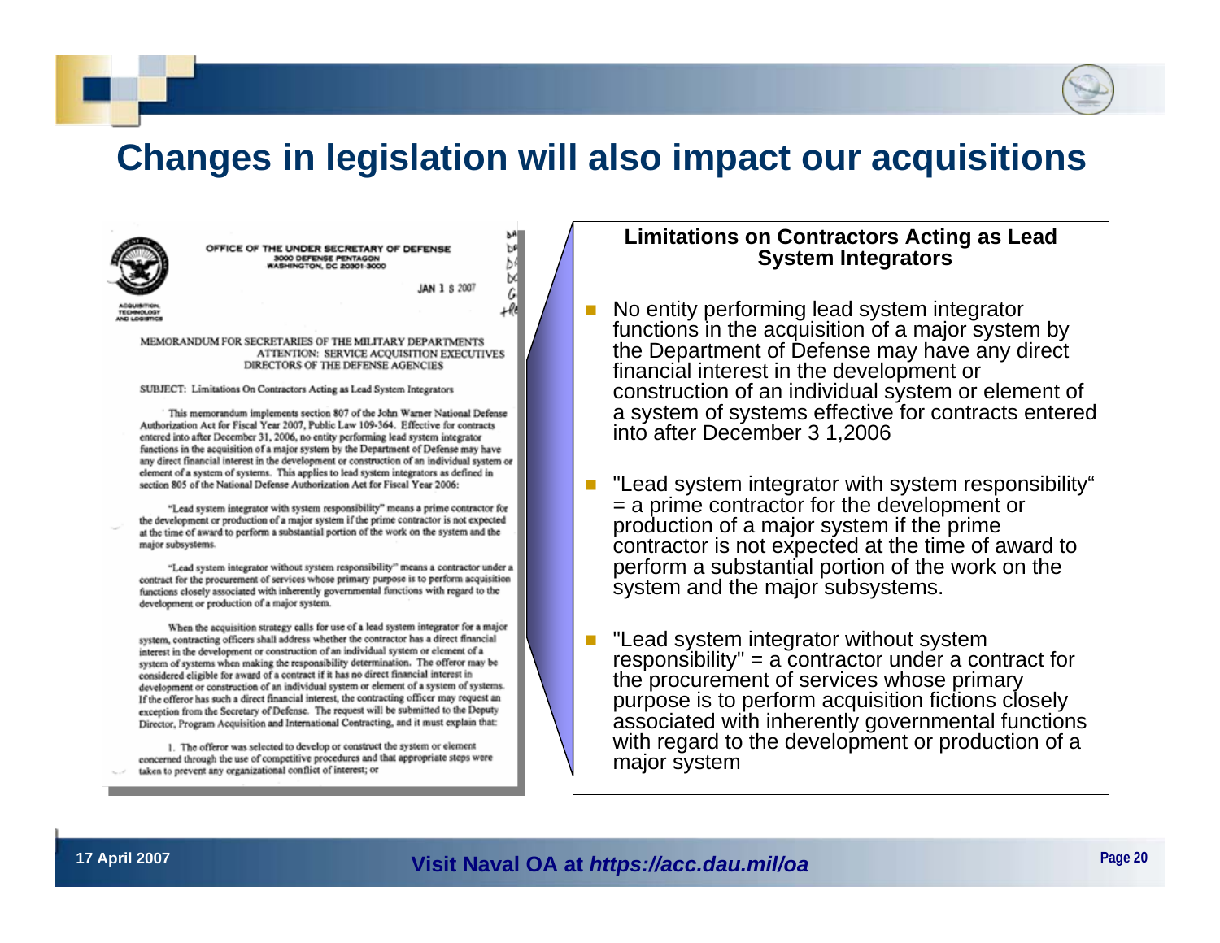# Changes in legislation will also impact our acquisitions

OFFICE OF THE UNDER SECRETARY OF DEFENSE
3000 DEFENSE PENTAGON
WASHINGTON, DC 20301-3000

ACQUISITION, TECHNOLOGY AND LOGISTICS

JAN 1 8 2007

MEMORANDUM FOR SECRETARIES OF THE MILITARY DEPARTMENTS
ATTENTION: SERVICE ACQUISITION EXECUTIVES
DIRECTORS OF THE DEFENSE AGENCIES

SUBJECT: Limitations On Contractors Acting as Lead System Integrators

This memorandum implements section 807 of the John Warner National Defense Authorization Act for Fiscal Year 2007, Public Law 109-364. Effective for contracts entered into after December 31, 2006, no entity performing lead system integrator functions in the acquisition of a major system by the Department of Defense may have any direct financial interest in the development or construction of an individual system or element of a system of systems. This applies to lead system integrators as defined in section 805 of the National Defense Authorization Act for Fiscal Year 2006:

"Lead system integrator with system responsibility" means a prime contractor for the development or production of a major system if the prime contractor is not expected at the time of award to perform a substantial portion of the work on the system and the major subsystems.

"Lead system integrator without system responsibility" means a contractor under a contract for the procurement of services whose primary purpose is to perform acquisition functions closely associated with inherently governmental functions with regard to the development or production of a major system.

When the acquisition strategy calls for use of a lead system integrator for a major system, contracting officers shall address whether the contractor has a direct financial interest in the development or construction of an individual system or element of a system of systems when making the responsibility determination. The offeror may be considered eligible for award of a contract if it has no direct financial interest in development or construction of an individual system or element of a system of systems. If the offeror has such a direct financial interest, the contracting officer may request an exception from the Secretary of Defense. The request will be submitted to the Deputy Director, Program Acquisition and International Contracting, and it must explain that:

1. The offeror was selected to develop or construct the system or element concerned through the use of competitive procedures and that appropriate steps were taken to prevent any organizational conflict of interest; or

## Limitations on Contractors Acting as Lead System Integrators

- No entity performing lead system integrator functions in the acquisition of a major system by the Department of Defense may have any direct financial interest in the development or construction of an individual system or element of a system of systems effective for contracts entered into after December 3 1,2006
- "Lead system integrator with system responsibility" = a prime contractor for the development or production of a major system if the prime contractor is not expected at the time of award to perform a substantial portion of the work on the system and the major subsystems.
- "Lead system integrator without system responsibility" = a contractor under a contract for the procurement of services whose primary purpose is to perform acquisition fictions closely associated with inherently governmental functions with regard to the development or production of a major system

17 April 2007

Visit Naval OA at *https://acc.dau.mil/oa*